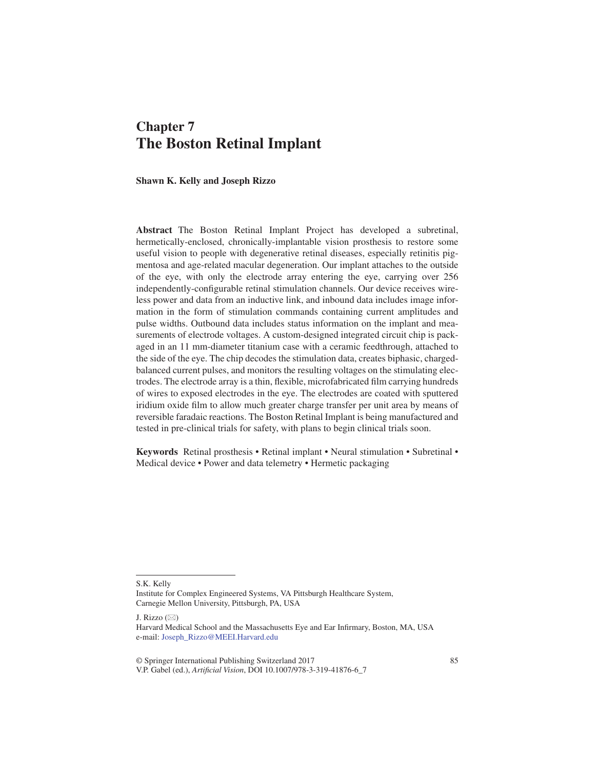# Chapter 7
# The Boston Retinal Implant

**Shawn K. Kelly and Joseph Rizzo**

**Abstract** The Boston Retinal Implant Project has developed a subretinal, hermetically-enclosed, chronically-implantable vision prosthesis to restore some useful vision to people with degenerative retinal diseases, especially retinitis pigmentosa and age-related macular degeneration. Our implant attaches to the outside of the eye, with only the electrode array entering the eye, carrying over 256 independently-configurable retinal stimulation channels. Our device receives wireless power and data from an inductive link, and inbound data includes image information in the form of stimulation commands containing current amplitudes and pulse widths. Outbound data includes status information on the implant and measurements of electrode voltages. A custom-designed integrated circuit chip is packaged in an 11 mm-diameter titanium case with a ceramic feedthrough, attached to the side of the eye. The chip decodes the stimulation data, creates biphasic, charged-balanced current pulses, and monitors the resulting voltages on the stimulating electrodes. The electrode array is a thin, flexible, microfabricated film carrying hundreds of wires to exposed electrodes in the eye. The electrodes are coated with sputtered iridium oxide film to allow much greater charge transfer per unit area by means of reversible faradaic reactions. The Boston Retinal Implant is being manufactured and tested in pre-clinical trials for safety, with plans to begin clinical trials soon.

**Keywords** Retinal prosthesis • Retinal implant • Neural stimulation • Subretinal • Medical device • Power and data telemetry • Hermetic packaging

---

S.K. Kelly
Institute for Complex Engineered Systems, VA Pittsburgh Healthcare System, Carnegie Mellon University, Pittsburgh, PA, USA

J. Rizzo (✉)
Harvard Medical School and the Massachusetts Eye and Ear Infirmary, Boston, MA, USA
e-mail: Joseph_Rizzo@MEEI.Harvard.edu

© Springer International Publishing Switzerland 2017
V.P. Gabel (ed.), *Artificial Vision*, DOI 10.1007/978-3-319-41876-6_7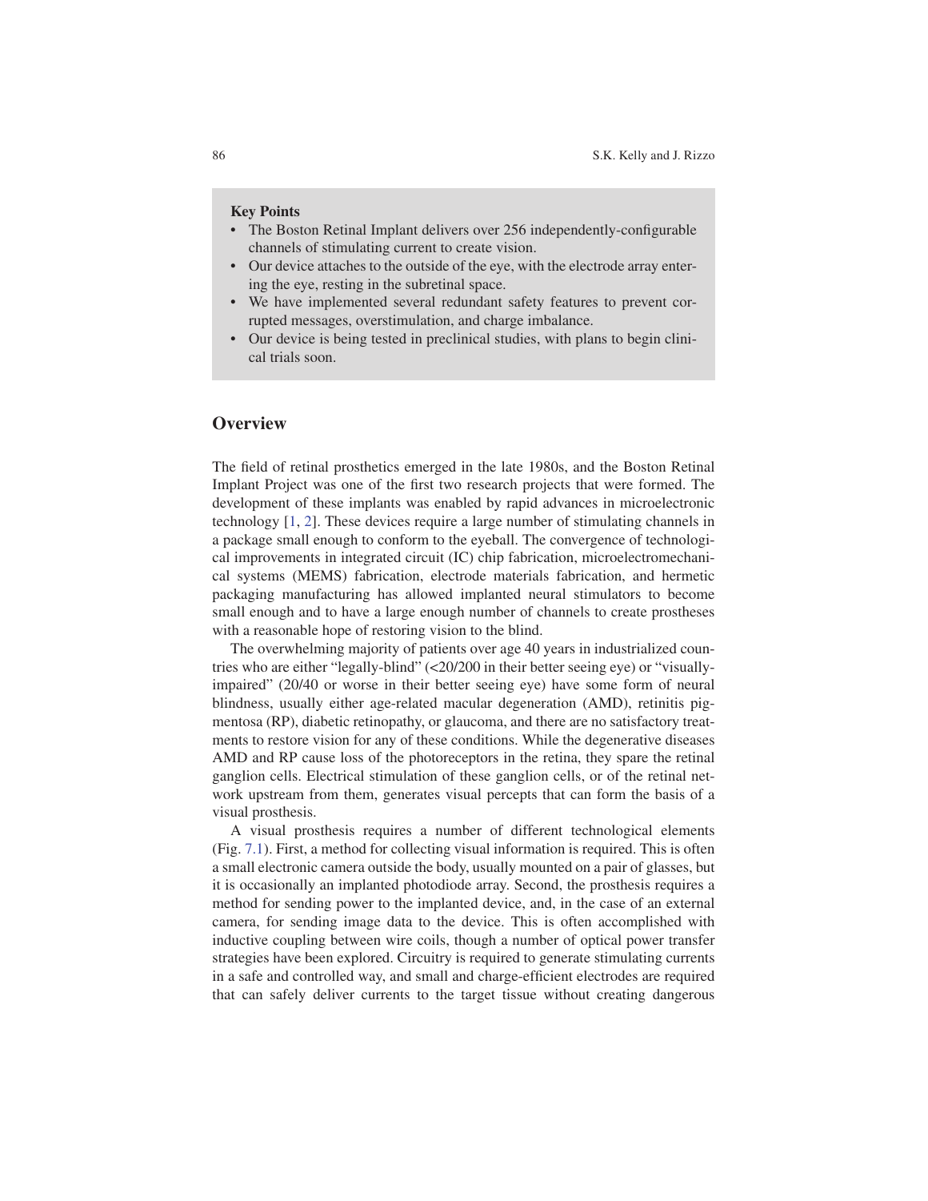**Key Points**

- The Boston Retinal Implant delivers over 256 independently-configurable channels of stimulating current to create vision.
- Our device attaches to the outside of the eye, with the electrode array entering the eye, resting in the subretinal space.
- We have implemented several redundant safety features to prevent corrupted messages, overstimulation, and charge imbalance.
- Our device is being tested in preclinical studies, with plans to begin clinical trials soon.

## Overview

The field of retinal prosthetics emerged in the late 1980s, and the Boston Retinal Implant Project was one of the first two research projects that were formed. The development of these implants was enabled by rapid advances in microelectronic technology [1, 2]. These devices require a large number of stimulating channels in a package small enough to conform to the eyeball. The convergence of technological improvements in integrated circuit (IC) chip fabrication, microelectromechanical systems (MEMS) fabrication, electrode materials fabrication, and hermetic packaging manufacturing has allowed implanted neural stimulators to become small enough and to have a large enough number of channels to create prostheses with a reasonable hope of restoring vision to the blind.

The overwhelming majority of patients over age 40 years in industrialized countries who are either "legally-blind" (<20/200 in their better seeing eye) or "visually-impaired" (20/40 or worse in their better seeing eye) have some form of neural blindness, usually either age-related macular degeneration (AMD), retinitis pigmentosa (RP), diabetic retinopathy, or glaucoma, and there are no satisfactory treatments to restore vision for any of these conditions. While the degenerative diseases AMD and RP cause loss of the photoreceptors in the retina, they spare the retinal ganglion cells. Electrical stimulation of these ganglion cells, or of the retinal network upstream from them, generates visual percepts that can form the basis of a visual prosthesis.

A visual prosthesis requires a number of different technological elements (Fig. 7.1). First, a method for collecting visual information is required. This is often a small electronic camera outside the body, usually mounted on a pair of glasses, but it is occasionally an implanted photodiode array. Second, the prosthesis requires a method for sending power to the implanted device, and, in the case of an external camera, for sending image data to the device. This is often accomplished with inductive coupling between wire coils, though a number of optical power transfer strategies have been explored. Circuitry is required to generate stimulating currents in a safe and controlled way, and small and charge-efficient electrodes are required that can safely deliver currents to the target tissue without creating dangerous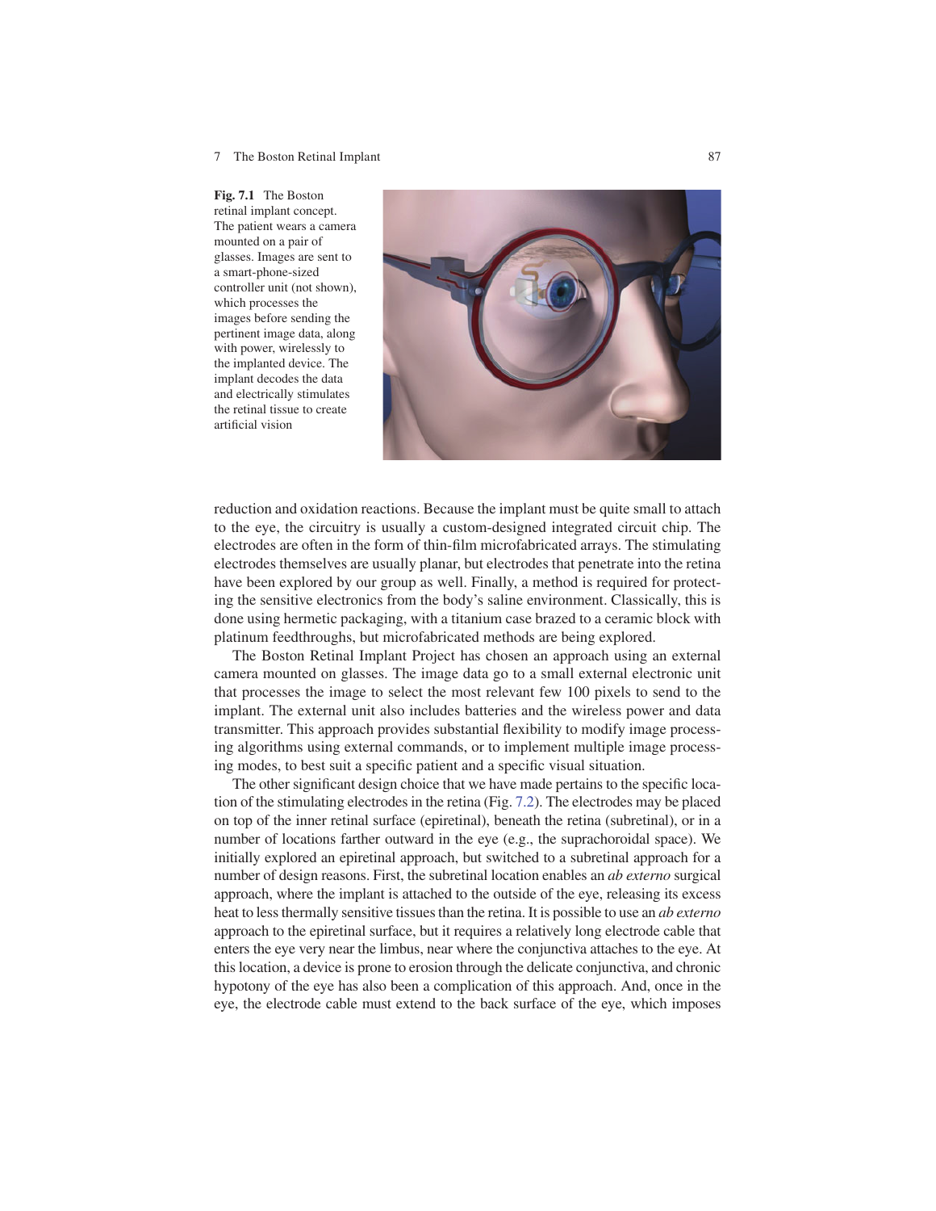**Fig. 7.1** The Boston retinal implant concept. The patient wears a camera mounted on a pair of glasses. Images are sent to a smart-phone-sized controller unit (not shown), which processes the images before sending the pertinent image data, along with power, wirelessly to the implanted device. The implant decodes the data and electrically stimulates the retinal tissue to create artificial vision

reduction and oxidation reactions. Because the implant must be quite small to attach to the eye, the circuitry is usually a custom-designed integrated circuit chip. The electrodes are often in the form of thin-film microfabricated arrays. The stimulating electrodes themselves are usually planar, but electrodes that penetrate into the retina have been explored by our group as well. Finally, a method is required for protecting the sensitive electronics from the body's saline environment. Classically, this is done using hermetic packaging, with a titanium case brazed to a ceramic block with platinum feedthroughs, but microfabricated methods are being explored.

The Boston Retinal Implant Project has chosen an approach using an external camera mounted on glasses. The image data go to a small external electronic unit that processes the image to select the most relevant few 100 pixels to send to the implant. The external unit also includes batteries and the wireless power and data transmitter. This approach provides substantial flexibility to modify image processing algorithms using external commands, or to implement multiple image processing modes, to best suit a specific patient and a specific visual situation.

The other significant design choice that we have made pertains to the specific location of the stimulating electrodes in the retina (Fig. 7.2). The electrodes may be placed on top of the inner retinal surface (epiretinal), beneath the retina (subretinal), or in a number of locations farther outward in the eye (e.g., the suprachoroidal space). We initially explored an epiretinal approach, but switched to a subretinal approach for a number of design reasons. First, the subretinal location enables an *ab externo* surgical approach, where the implant is attached to the outside of the eye, releasing its excess heat to less thermally sensitive tissues than the retina. It is possible to use an *ab externo* approach to the epiretinal surface, but it requires a relatively long electrode cable that enters the eye very near the limbus, near where the conjunctiva attaches to the eye. At this location, a device is prone to erosion through the delicate conjunctiva, and chronic hypotony of the eye has also been a complication of this approach. And, once in the eye, the electrode cable must extend to the back surface of the eye, which imposes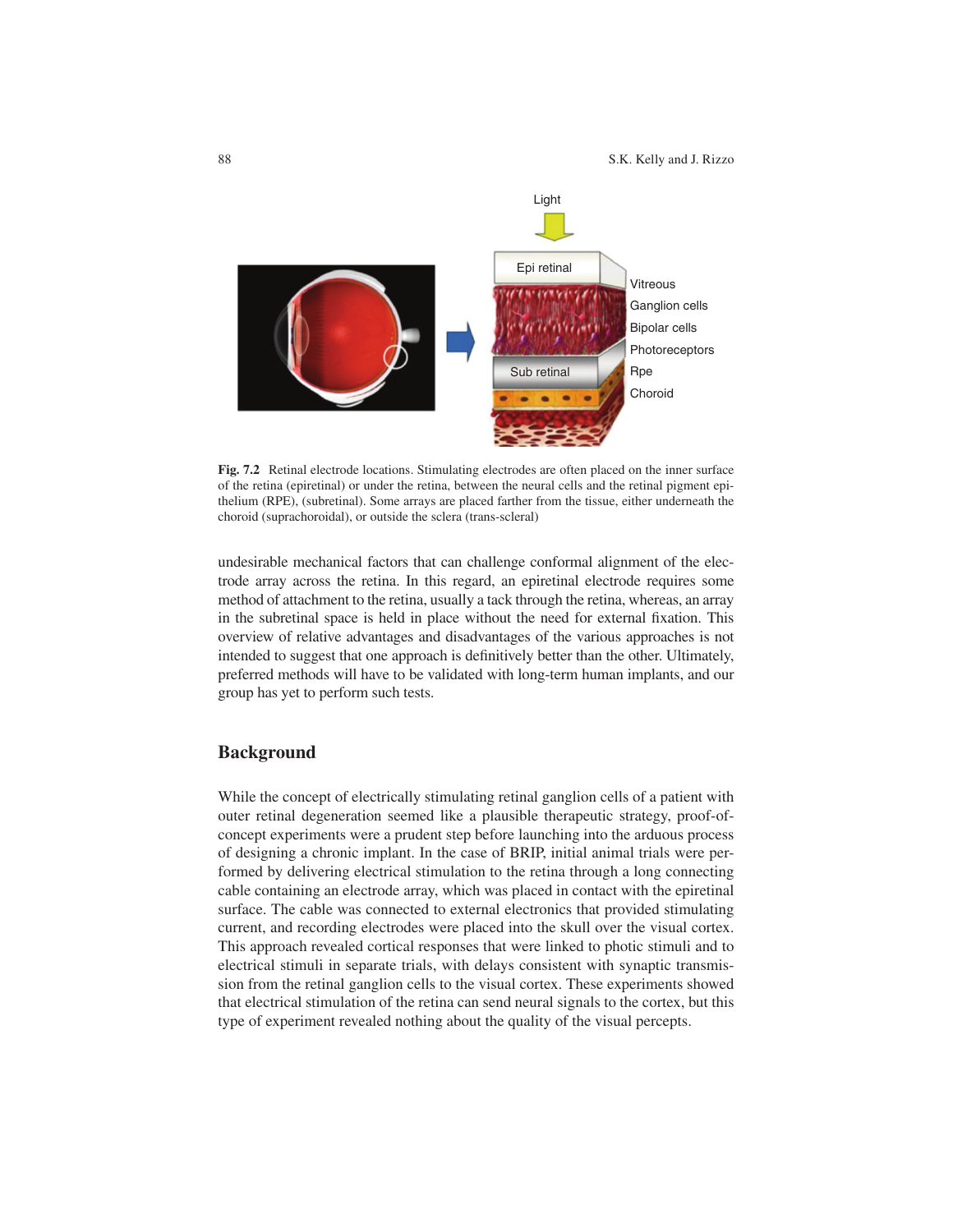**Fig. 7.2** Retinal electrode locations. Stimulating electrodes are often placed on the inner surface of the retina (epiretinal) or under the retina, between the neural cells and the retinal pigment epithelium (RPE), (subretinal). Some arrays are placed farther from the tissue, either underneath the choroid (suprachoroidal), or outside the sclera (trans-scleral)

undesirable mechanical factors that can challenge conformal alignment of the electrode array across the retina. In this regard, an epiretinal electrode requires some method of attachment to the retina, usually a tack through the retina, whereas, an array in the subretinal space is held in place without the need for external fixation. This overview of relative advantages and disadvantages of the various approaches is not intended to suggest that one approach is definitively better than the other. Ultimately, preferred methods will have to be validated with long-term human implants, and our group has yet to perform such tests.

## Background

While the concept of electrically stimulating retinal ganglion cells of a patient with outer retinal degeneration seemed like a plausible therapeutic strategy, proof-of-concept experiments were a prudent step before launching into the arduous process of designing a chronic implant. In the case of BRIP, initial animal trials were performed by delivering electrical stimulation to the retina through a long connecting cable containing an electrode array, which was placed in contact with the epiretinal surface. The cable was connected to external electronics that provided stimulating current, and recording electrodes were placed into the skull over the visual cortex. This approach revealed cortical responses that were linked to photic stimuli and to electrical stimuli in separate trials, with delays consistent with synaptic transmission from the retinal ganglion cells to the visual cortex. These experiments showed that electrical stimulation of the retina can send neural signals to the cortex, but this type of experiment revealed nothing about the quality of the visual percepts.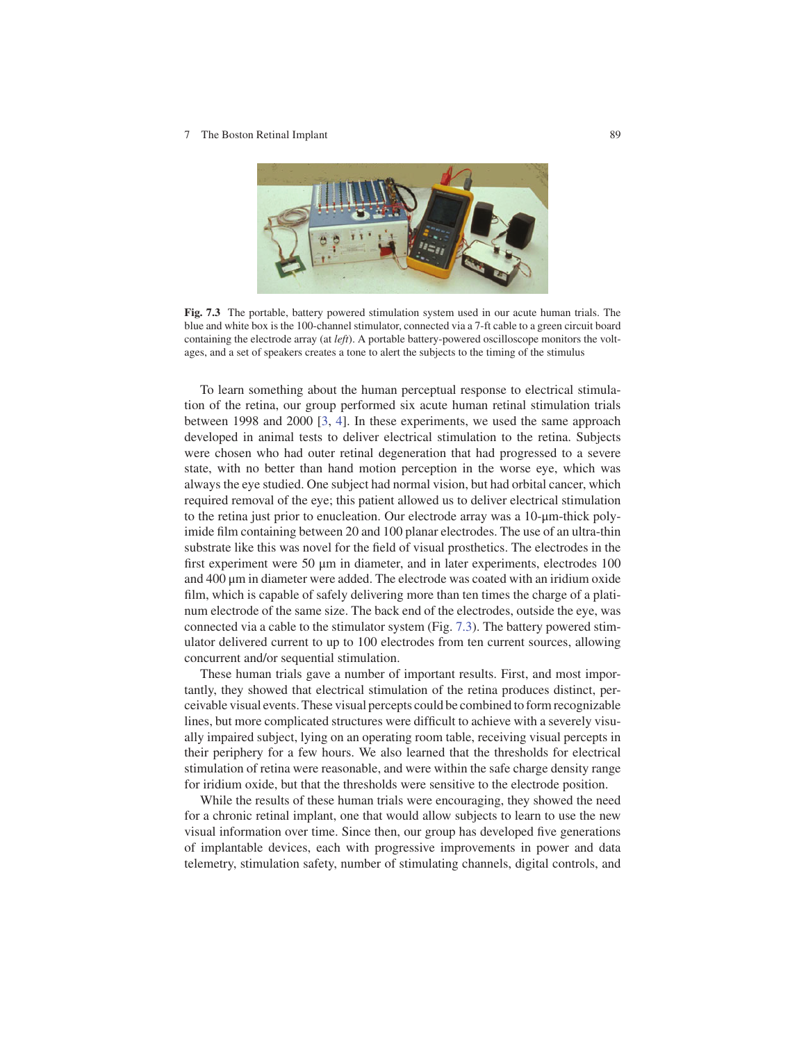Fig. 7.3 The portable, battery powered stimulation system used in our acute human trials. The blue and white box is the 100-channel stimulator, connected via a 7-ft cable to a green circuit board containing the electrode array (at *left*). A portable battery-powered oscilloscope monitors the voltages, and a set of speakers creates a tone to alert the subjects to the timing of the stimulus

To learn something about the human perceptual response to electrical stimulation of the retina, our group performed six acute human retinal stimulation trials between 1998 and 2000 [3, 4]. In these experiments, we used the same approach developed in animal tests to deliver electrical stimulation to the retina. Subjects were chosen who had outer retinal degeneration that had progressed to a severe state, with no better than hand motion perception in the worse eye, which was always the eye studied. One subject had normal vision, but had orbital cancer, which required removal of the eye; this patient allowed us to deliver electrical stimulation to the retina just prior to enucleation. Our electrode array was a 10-μm-thick polyimide film containing between 20 and 100 planar electrodes. The use of an ultra-thin substrate like this was novel for the field of visual prosthetics. The electrodes in the first experiment were 50 μm in diameter, and in later experiments, electrodes 100 and 400 μm in diameter were added. The electrode was coated with an iridium oxide film, which is capable of safely delivering more than ten times the charge of a platinum electrode of the same size. The back end of the electrodes, outside the eye, was connected via a cable to the stimulator system (Fig. 7.3). The battery powered stimulator delivered current to up to 100 electrodes from ten current sources, allowing concurrent and/or sequential stimulation.

These human trials gave a number of important results. First, and most importantly, they showed that electrical stimulation of the retina produces distinct, perceivable visual events. These visual percepts could be combined to form recognizable lines, but more complicated structures were difficult to achieve with a severely visually impaired subject, lying on an operating room table, receiving visual percepts in their periphery for a few hours. We also learned that the thresholds for electrical stimulation of retina were reasonable, and were within the safe charge density range for iridium oxide, but that the thresholds were sensitive to the electrode position.

While the results of these human trials were encouraging, they showed the need for a chronic retinal implant, one that would allow subjects to learn to use the new visual information over time. Since then, our group has developed five generations of implantable devices, each with progressive improvements in power and data telemetry, stimulation safety, number of stimulating channels, digital controls, and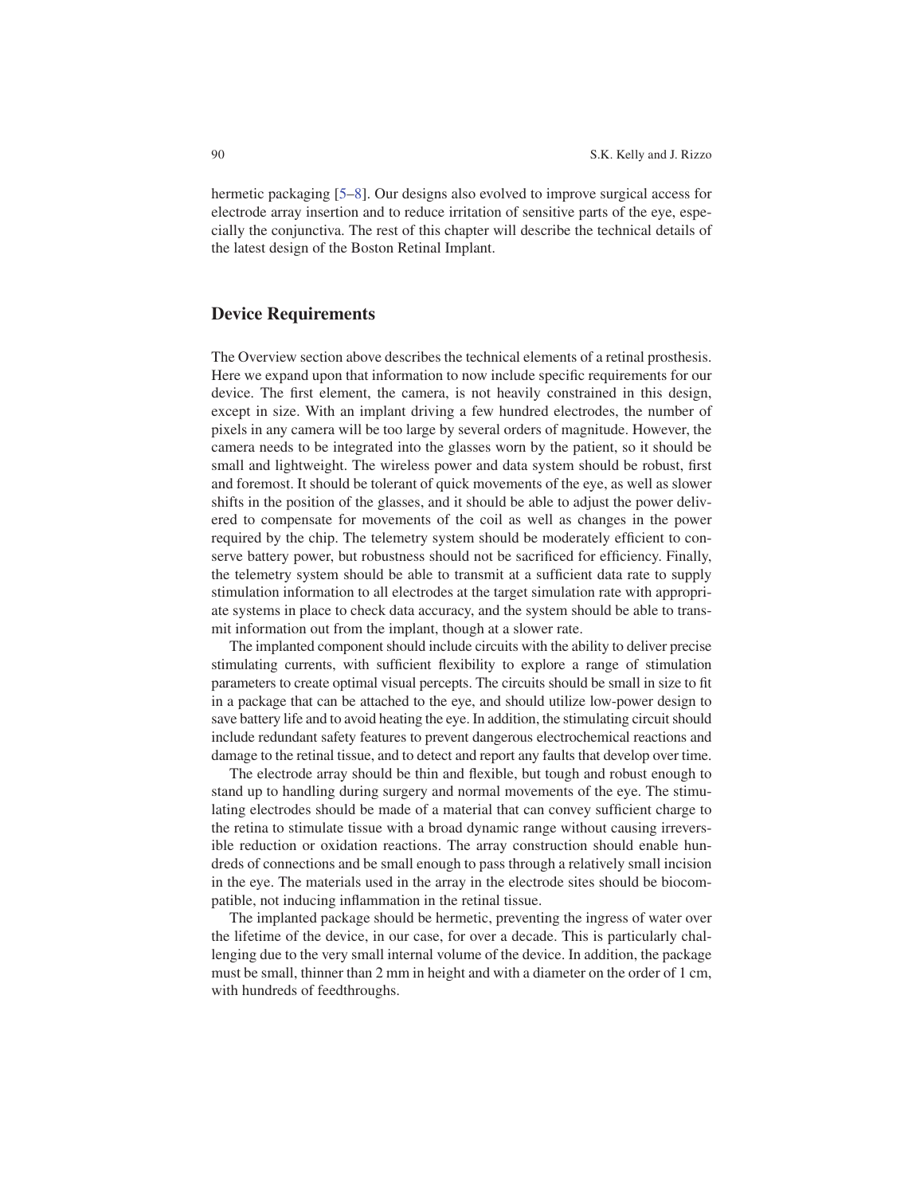hermetic packaging [5–8]. Our designs also evolved to improve surgical access for electrode array insertion and to reduce irritation of sensitive parts of the eye, especially the conjunctiva. The rest of this chapter will describe the technical details of the latest design of the Boston Retinal Implant.

## Device Requirements

The Overview section above describes the technical elements of a retinal prosthesis. Here we expand upon that information to now include specific requirements for our device. The first element, the camera, is not heavily constrained in this design, except in size. With an implant driving a few hundred electrodes, the number of pixels in any camera will be too large by several orders of magnitude. However, the camera needs to be integrated into the glasses worn by the patient, so it should be small and lightweight. The wireless power and data system should be robust, first and foremost. It should be tolerant of quick movements of the eye, as well as slower shifts in the position of the glasses, and it should be able to adjust the power delivered to compensate for movements of the coil as well as changes in the power required by the chip. The telemetry system should be moderately efficient to conserve battery power, but robustness should not be sacrificed for efficiency. Finally, the telemetry system should be able to transmit at a sufficient data rate to supply stimulation information to all electrodes at the target simulation rate with appropriate systems in place to check data accuracy, and the system should be able to transmit information out from the implant, though at a slower rate.

The implanted component should include circuits with the ability to deliver precise stimulating currents, with sufficient flexibility to explore a range of stimulation parameters to create optimal visual percepts. The circuits should be small in size to fit in a package that can be attached to the eye, and should utilize low-power design to save battery life and to avoid heating the eye. In addition, the stimulating circuit should include redundant safety features to prevent dangerous electrochemical reactions and damage to the retinal tissue, and to detect and report any faults that develop over time.

The electrode array should be thin and flexible, but tough and robust enough to stand up to handling during surgery and normal movements of the eye. The stimulating electrodes should be made of a material that can convey sufficient charge to the retina to stimulate tissue with a broad dynamic range without causing irreversible reduction or oxidation reactions. The array construction should enable hundreds of connections and be small enough to pass through a relatively small incision in the eye. The materials used in the array in the electrode sites should be biocompatible, not inducing inflammation in the retinal tissue.

The implanted package should be hermetic, preventing the ingress of water over the lifetime of the device, in our case, for over a decade. This is particularly challenging due to the very small internal volume of the device. In addition, the package must be small, thinner than 2 mm in height and with a diameter on the order of 1 cm, with hundreds of feedthroughs.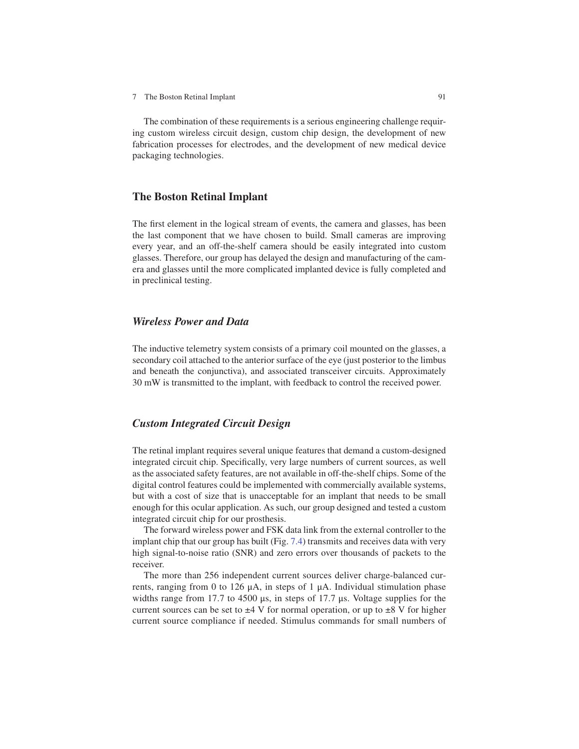The combination of these requirements is a serious engineering challenge requiring custom wireless circuit design, custom chip design, the development of new fabrication processes for electrodes, and the development of new medical device packaging technologies.

## The Boston Retinal Implant

The first element in the logical stream of events, the camera and glasses, has been the last component that we have chosen to build. Small cameras are improving every year, and an off-the-shelf camera should be easily integrated into custom glasses. Therefore, our group has delayed the design and manufacturing of the camera and glasses until the more complicated implanted device is fully completed and in preclinical testing.

### *Wireless Power and Data*

The inductive telemetry system consists of a primary coil mounted on the glasses, a secondary coil attached to the anterior surface of the eye (just posterior to the limbus and beneath the conjunctiva), and associated transceiver circuits. Approximately 30 mW is transmitted to the implant, with feedback to control the received power.

### *Custom Integrated Circuit Design*

The retinal implant requires several unique features that demand a custom-designed integrated circuit chip. Specifically, very large numbers of current sources, as well as the associated safety features, are not available in off-the-shelf chips. Some of the digital control features could be implemented with commercially available systems, but with a cost of size that is unacceptable for an implant that needs to be small enough for this ocular application. As such, our group designed and tested a custom integrated circuit chip for our prosthesis.

The forward wireless power and FSK data link from the external controller to the implant chip that our group has built (Fig. 7.4) transmits and receives data with very high signal-to-noise ratio (SNR) and zero errors over thousands of packets to the receiver.

The more than 256 independent current sources deliver charge-balanced currents, ranging from 0 to 126 μA, in steps of 1 μA. Individual stimulation phase widths range from 17.7 to 4500 μs, in steps of 17.7 μs. Voltage supplies for the current sources can be set to ±4 V for normal operation, or up to ±8 V for higher current source compliance if needed. Stimulus commands for small numbers of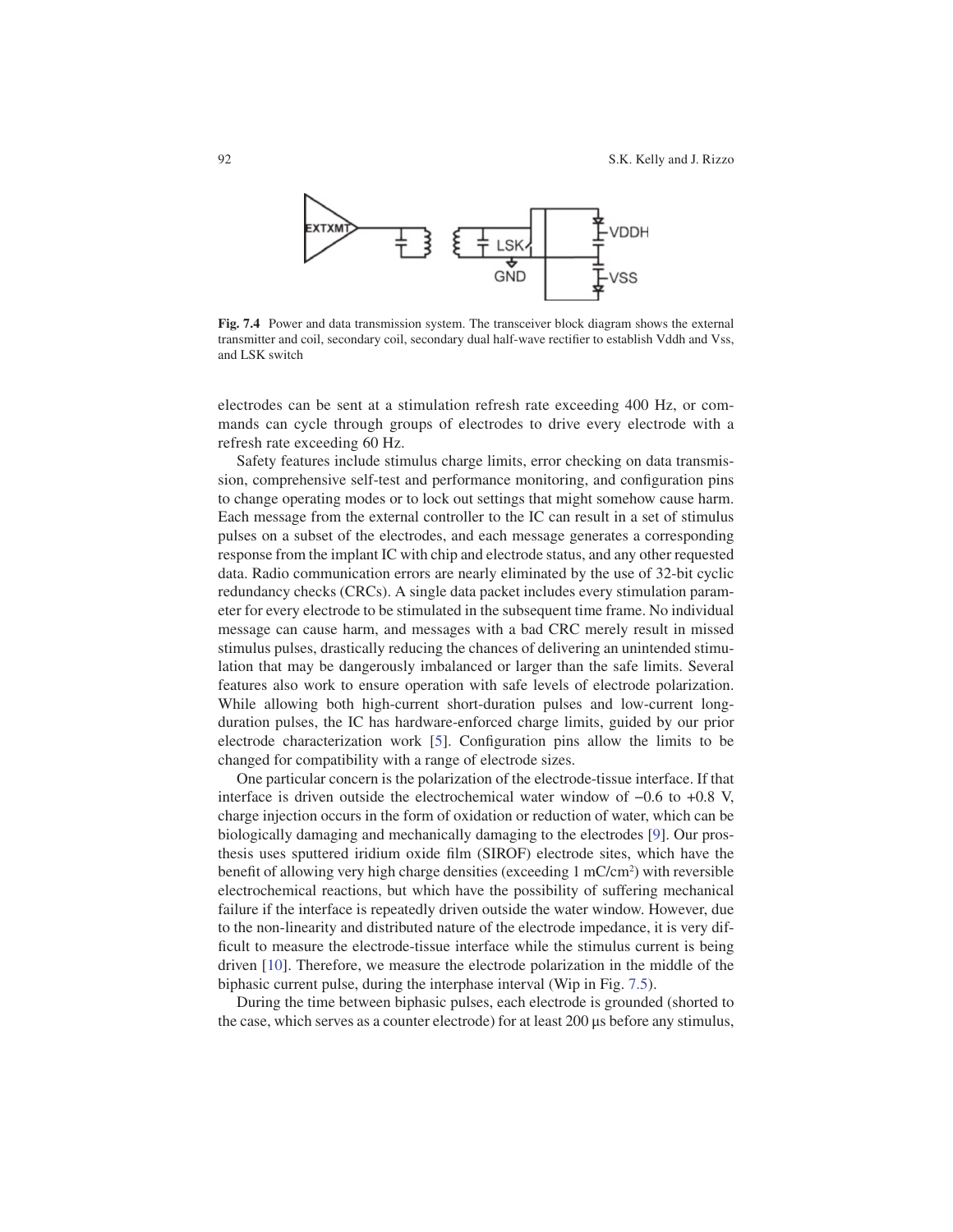Fig. 7.4 Power and data transmission system. The transceiver block diagram shows the external transmitter and coil, secondary coil, secondary dual half-wave rectifier to establish Vddh and Vss, and LSK switch

electrodes can be sent at a stimulation refresh rate exceeding 400 Hz, or commands can cycle through groups of electrodes to drive every electrode with a refresh rate exceeding 60 Hz.

Safety features include stimulus charge limits, error checking on data transmission, comprehensive self-test and performance monitoring, and configuration pins to change operating modes or to lock out settings that might somehow cause harm. Each message from the external controller to the IC can result in a set of stimulus pulses on a subset of the electrodes, and each message generates a corresponding response from the implant IC with chip and electrode status, and any other requested data. Radio communication errors are nearly eliminated by the use of 32-bit cyclic redundancy checks (CRCs). A single data packet includes every stimulation parameter for every electrode to be stimulated in the subsequent time frame. No individual message can cause harm, and messages with a bad CRC merely result in missed stimulus pulses, drastically reducing the chances of delivering an unintended stimulation that may be dangerously imbalanced or larger than the safe limits. Several features also work to ensure operation with safe levels of electrode polarization. While allowing both high-current short-duration pulses and low-current long-duration pulses, the IC has hardware-enforced charge limits, guided by our prior electrode characterization work [5]. Configuration pins allow the limits to be changed for compatibility with a range of electrode sizes.

One particular concern is the polarization of the electrode-tissue interface. If that interface is driven outside the electrochemical water window of −0.6 to +0.8 V, charge injection occurs in the form of oxidation or reduction of water, which can be biologically damaging and mechanically damaging to the electrodes [9]. Our prosthesis uses sputtered iridium oxide film (SIROF) electrode sites, which have the benefit of allowing very high charge densities (exceeding 1 $mC/cm^2$) with reversible electrochemical reactions, but which have the possibility of suffering mechanical failure if the interface is repeatedly driven outside the water window. However, due to the non-linearity and distributed nature of the electrode impedance, it is very difficult to measure the electrode-tissue interface while the stimulus current is being driven [10]. Therefore, we measure the electrode polarization in the middle of the biphasic current pulse, during the interphase interval (Wip in Fig. 7.5).

During the time between biphasic pulses, each electrode is grounded (shorted to the case, which serves as a counter electrode) for at least 200 μs before any stimulus,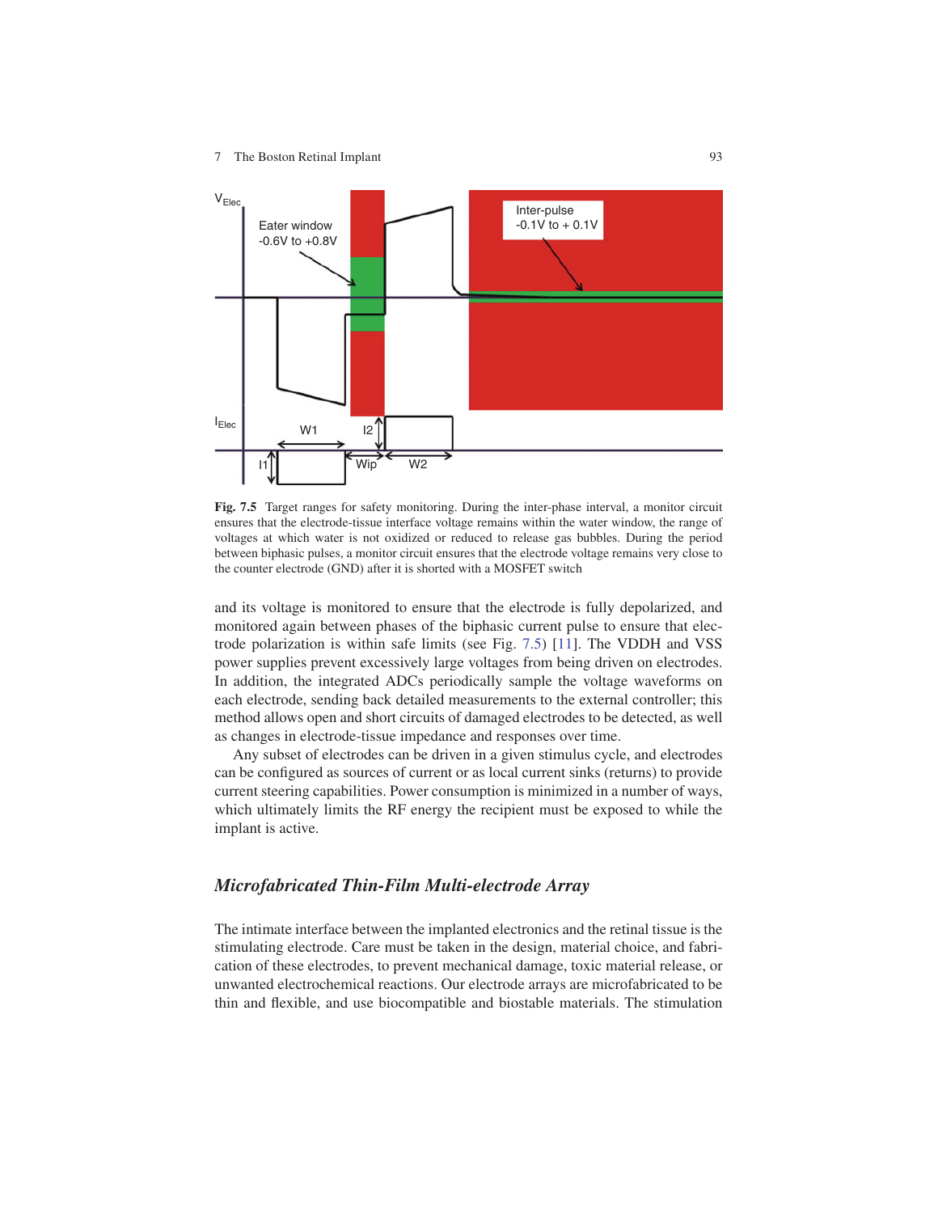V<sub>Elec</sub>

Eater window
-0.6V to +0.8V

Inter-pulse
-0.1V to + 0.1V

I<sub>Elec</sub>

W1

I2

I1

Wip

W2

**Fig. 7.5** Target ranges for safety monitoring. During the inter-phase interval, a monitor circuit ensures that the electrode-tissue interface voltage remains within the water window, the range of voltages at which water is not oxidized or reduced to release gas bubbles. During the period between biphasic pulses, a monitor circuit ensures that the electrode voltage remains very close to the counter electrode (GND) after it is shorted with a MOSFET switch

and its voltage is monitored to ensure that the electrode is fully depolarized, and monitored again between phases of the biphasic current pulse to ensure that electrode polarization is within safe limits (see Fig. 7.5) [11]. The VDDH and VSS power supplies prevent excessively large voltages from being driven on electrodes. In addition, the integrated ADCs periodically sample the voltage waveforms on each electrode, sending back detailed measurements to the external controller; this method allows open and short circuits of damaged electrodes to be detected, as well as changes in electrode-tissue impedance and responses over time.

Any subset of electrodes can be driven in a given stimulus cycle, and electrodes can be configured as sources of current or as local current sinks (returns) to provide current steering capabilities. Power consumption is minimized in a number of ways, which ultimately limits the RF energy the recipient must be exposed to while the implant is active.

### *Microfabricated Thin-Film Multi-electrode Array*

The intimate interface between the implanted electronics and the retinal tissue is the stimulating electrode. Care must be taken in the design, material choice, and fabrication of these electrodes, to prevent mechanical damage, toxic material release, or unwanted electrochemical reactions. Our electrode arrays are microfabricated to be thin and flexible, and use biocompatible and biostable materials. The stimulation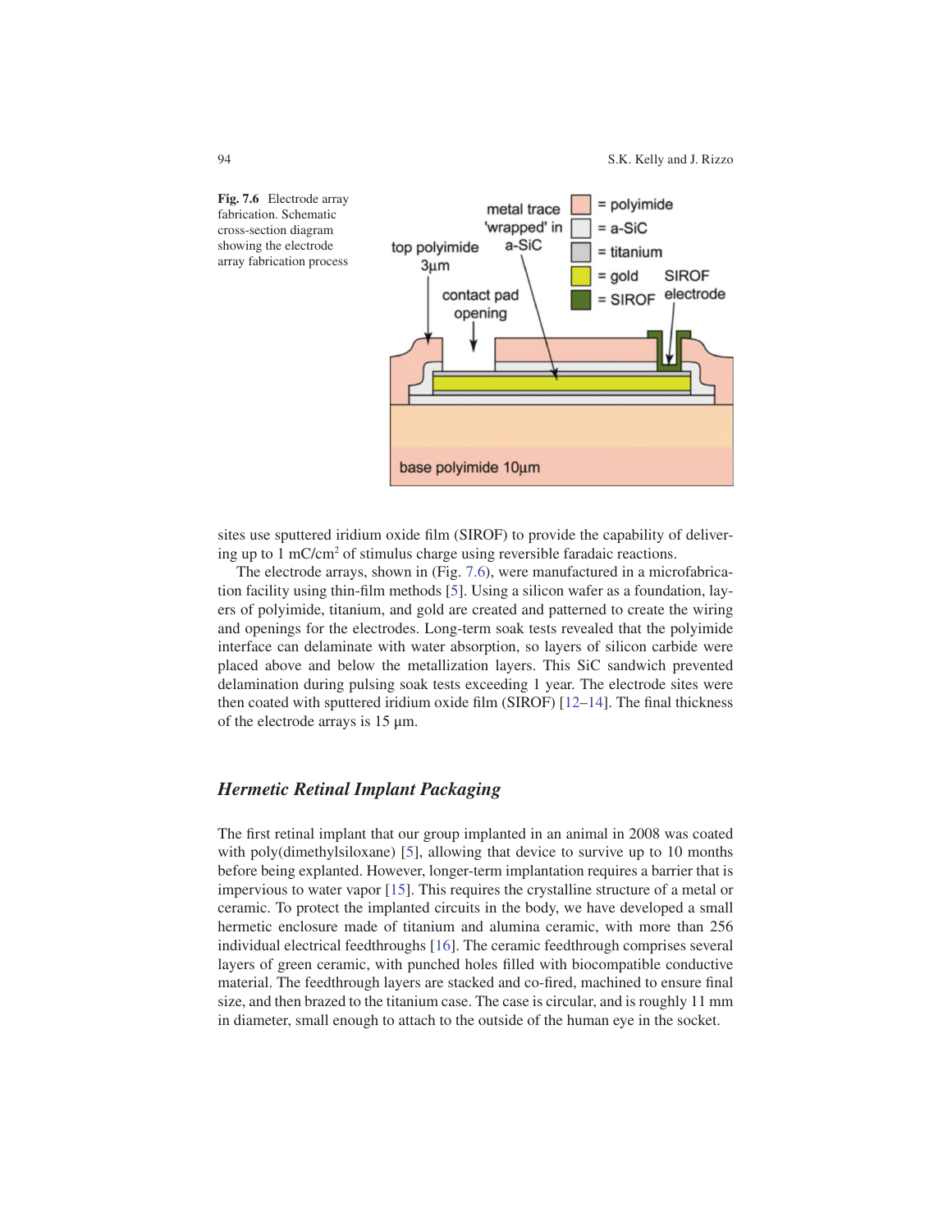Fig. 7.6 Electrode array fabrication. Schematic cross-section diagram showing the electrode array fabrication process

sites use sputtered iridium oxide film (SIROF) to provide the capability of delivering up to 1 mC/cm$^2$ of stimulus charge using reversible faradaic reactions.

The electrode arrays, shown in (Fig. 7.6), were manufactured in a microfabrication facility using thin-film methods [5]. Using a silicon wafer as a foundation, layers of polyimide, titanium, and gold are created and patterned to create the wiring and openings for the electrodes. Long-term soak tests revealed that the polyimide interface can delaminate with water absorption, so layers of silicon carbide were placed above and below the metallization layers. This SiC sandwich prevented delamination during pulsing soak tests exceeding 1 year. The electrode sites were then coated with sputtered iridium oxide film (SIROF) [12–14]. The final thickness of the electrode arrays is 15 μm.

### *Hermetic Retinal Implant Packaging*

The first retinal implant that our group implanted in an animal in 2008 was coated with poly(dimethylsiloxane) [5], allowing that device to survive up to 10 months before being explanted. However, longer-term implantation requires a barrier that is impervious to water vapor [15]. This requires the crystalline structure of a metal or ceramic. To protect the implanted circuits in the body, we have developed a small hermetic enclosure made of titanium and alumina ceramic, with more than 256 individual electrical feedthroughs [16]. The ceramic feedthrough comprises several layers of green ceramic, with punched holes filled with biocompatible conductive material. The feedthrough layers are stacked and co-fired, machined to ensure final size, and then brazed to the titanium case. The case is circular, and is roughly 11 mm in diameter, small enough to attach to the outside of the human eye in the socket.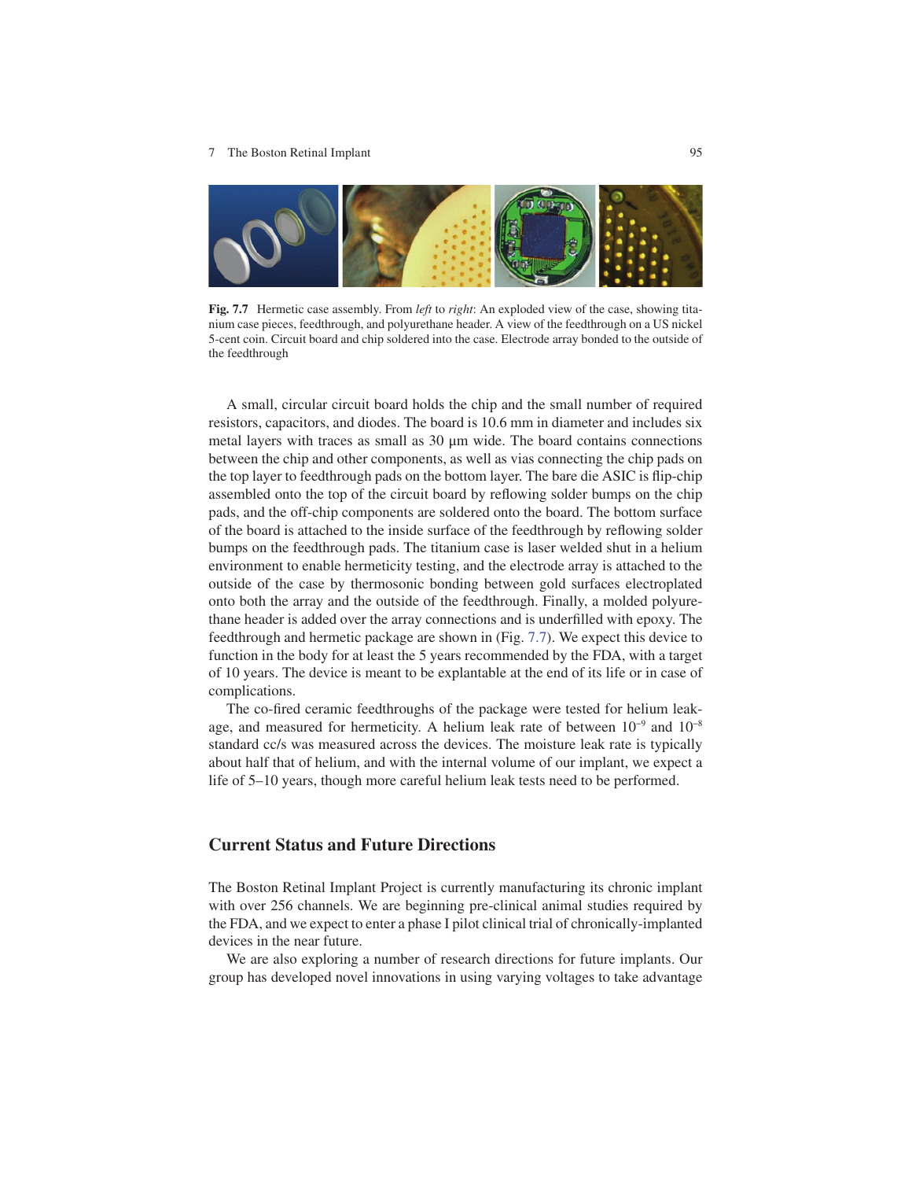**Fig. 7.7** Hermetic case assembly. From *left* to *right*: An exploded view of the case, showing titanium case pieces, feedthrough, and polyurethane header. A view of the feedthrough on a US nickel 5-cent coin. Circuit board and chip soldered into the case. Electrode array bonded to the outside of the feedthrough

A small, circular circuit board holds the chip and the small number of required resistors, capacitors, and diodes. The board is 10.6 mm in diameter and includes six metal layers with traces as small as 30 μm wide. The board contains connections between the chip and other components, as well as vias connecting the chip pads on the top layer to feedthrough pads on the bottom layer. The bare die ASIC is flip-chip assembled onto the top of the circuit board by reflowing solder bumps on the chip pads, and the off-chip components are soldered onto the board. The bottom surface of the board is attached to the inside surface of the feedthrough by reflowing solder bumps on the feedthrough pads. The titanium case is laser welded shut in a helium environment to enable hermeticity testing, and the electrode array is attached to the outside of the case by thermosonic bonding between gold surfaces electroplated onto both the array and the outside of the feedthrough. Finally, a molded polyurethane header is added over the array connections and is underfilled with epoxy. The feedthrough and hermetic package are shown in (Fig. 7.7). We expect this device to function in the body for at least the 5 years recommended by the FDA, with a target of 10 years. The device is meant to be explantable at the end of its life or in case of complications.

The co-fired ceramic feedthroughs of the package were tested for helium leakage, and measured for hermeticity. A helium leak rate of between $10^{-9}$ and $10^{-8}$ standard cc/s was measured across the devices. The moisture leak rate is typically about half that of helium, and with the internal volume of our implant, we expect a life of 5–10 years, though more careful helium leak tests need to be performed.

## Current Status and Future Directions

The Boston Retinal Implant Project is currently manufacturing its chronic implant with over 256 channels. We are beginning pre-clinical animal studies required by the FDA, and we expect to enter a phase I pilot clinical trial of chronically-implanted devices in the near future.

We are also exploring a number of research directions for future implants. Our group has developed novel innovations in using varying voltages to take advantage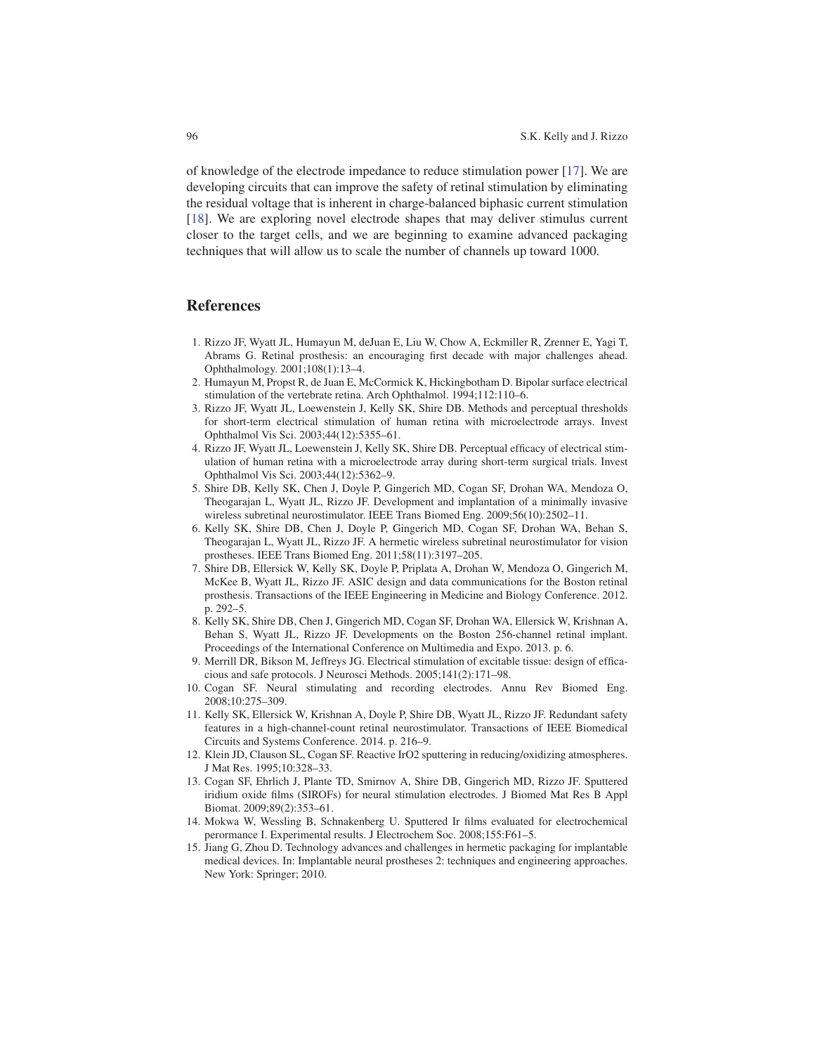of knowledge of the electrode impedance to reduce stimulation power [17]. We are developing circuits that can improve the safety of retinal stimulation by eliminating the residual voltage that is inherent in charge-balanced biphasic current stimulation [18]. We are exploring novel electrode shapes that may deliver stimulus current closer to the target cells, and we are beginning to examine advanced packaging techniques that will allow us to scale the number of channels up toward 1000.

## References

1. Rizzo JF, Wyatt JL, Humayun M, deJuan E, Liu W, Chow A, Eckmiller R, Zrenner E, Yagi T, Abrams G. Retinal prosthesis: an encouraging first decade with major challenges ahead. Ophthalmology. 2001;108(1):13–4.
2. Humayun M, Propst R, de Juan E, McCormick K, Hickingbotham D. Bipolar surface electrical stimulation of the vertebrate retina. Arch Ophthalmol. 1994;112:110–6.
3. Rizzo JF, Wyatt JL, Loewenstein J, Kelly SK, Shire DB. Methods and perceptual thresholds for short-term electrical stimulation of human retina with microelectrode arrays. Invest Ophthalmol Vis Sci. 2003;44(12):5355–61.
4. Rizzo JF, Wyatt JL, Loewenstein J, Kelly SK, Shire DB. Perceptual efficacy of electrical stimulation of human retina with a microelectrode array during short-term surgical trials. Invest Ophthalmol Vis Sci. 2003;44(12):5362–9.
5. Shire DB, Kelly SK, Chen J, Doyle P, Gingerich MD, Cogan SF, Drohan WA, Mendoza O, Theogarajan L, Wyatt JL, Rizzo JF. Development and implantation of a minimally invasive wireless subretinal neurostimulator. IEEE Trans Biomed Eng. 2009;56(10):2502–11.
6. Kelly SK, Shire DB, Chen J, Doyle P, Gingerich MD, Cogan SF, Drohan WA, Behan S, Theogarajan L, Wyatt JL, Rizzo JF. A hermetic wireless subretinal neurostimulator for vision prostheses. IEEE Trans Biomed Eng. 2011;58(11):3197–205.
7. Shire DB, Ellersick W, Kelly SK, Doyle P, Priplata A, Drohan W, Mendoza O, Gingerich M, McKee B, Wyatt JL, Rizzo JF. ASIC design and data communications for the Boston retinal prosthesis. Transactions of the IEEE Engineering in Medicine and Biology Conference. 2012. p. 292–5.
8. Kelly SK, Shire DB, Chen J, Gingerich MD, Cogan SF, Drohan WA, Ellersick W, Krishnan A, Behan S, Wyatt JL, Rizzo JF. Developments on the Boston 256-channel retinal implant. Proceedings of the International Conference on Multimedia and Expo. 2013. p. 6.
9. Merrill DR, Bikson M, Jeffreys JG. Electrical stimulation of excitable tissue: design of efficacious and safe protocols. J Neurosci Methods. 2005;141(2):171–98.
10. Cogan SF. Neural stimulating and recording electrodes. Annu Rev Biomed Eng. 2008;10:275–309.
11. Kelly SK, Ellersick W, Krishnan A, Doyle P, Shire DB, Wyatt JL, Rizzo JF. Redundant safety features in a high-channel-count retinal neurostimulator. Transactions of IEEE Biomedical Circuits and Systems Conference. 2014. p. 216–9.
12. Klein JD, Clauson SL, Cogan SF. Reactive IrO2 sputtering in reducing/oxidizing atmospheres. J Mat Res. 1995;10:328–33.
13. Cogan SF, Ehrlich J, Plante TD, Smirnov A, Shire DB, Gingerich MD, Rizzo JF. Sputtered iridium oxide films (SIROFs) for neural stimulation electrodes. J Biomed Mat Res B Appl Biomat. 2009;89(2):353–61.
14. Mokwa W, Wessling B, Schnakenberg U. Sputtered Ir films evaluated for electrochemical perormance I. Experimental results. J Electrochem Soc. 2008;155:F61–5.
15. Jiang G, Zhou D. Technology advances and challenges in hermetic packaging for implantable medical devices. In: Implantable neural prostheses 2: techniques and engineering approaches. New York: Springer; 2010.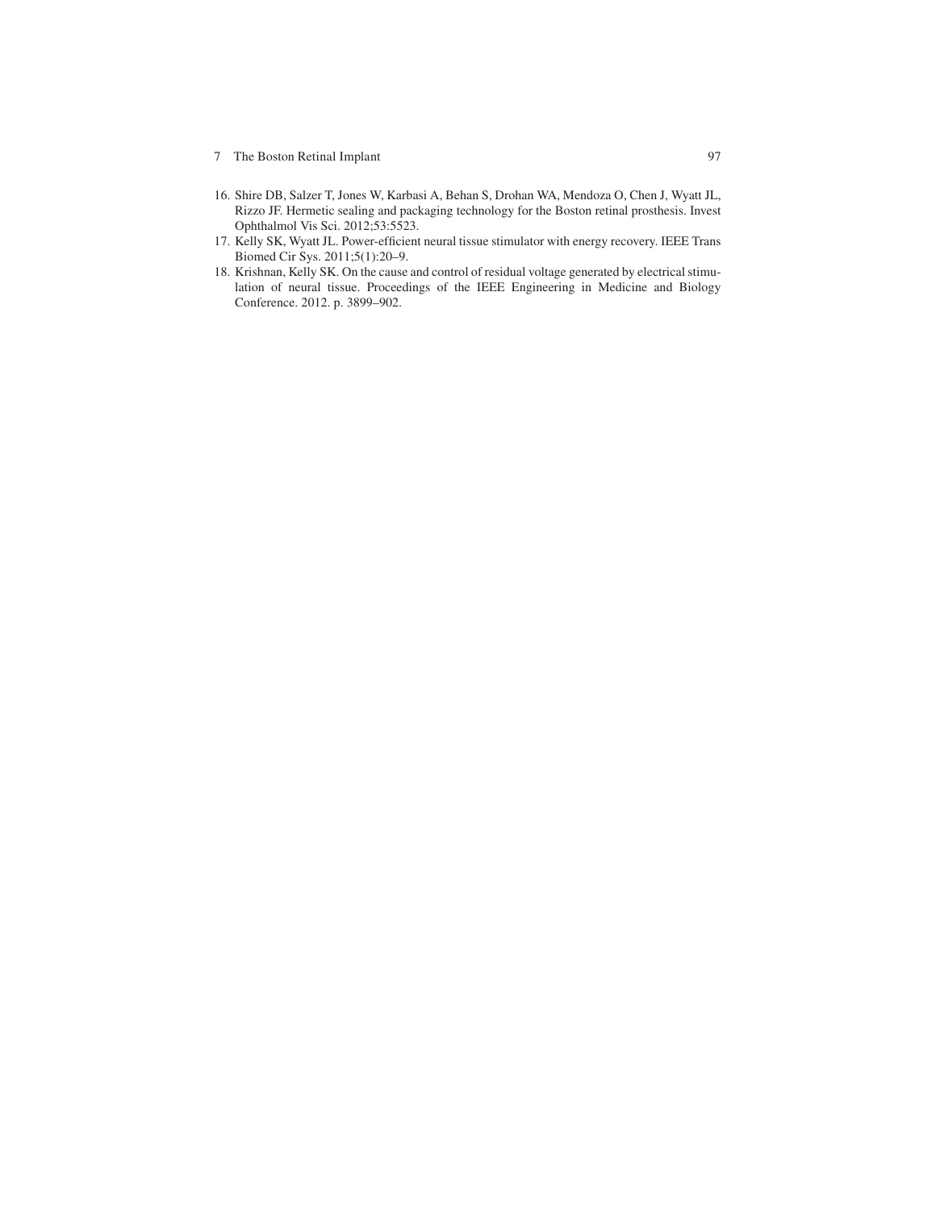16. Shire DB, Salzer T, Jones W, Karbasi A, Behan S, Drohan WA, Mendoza O, Chen J, Wyatt JL, Rizzo JF. Hermetic sealing and packaging technology for the Boston retinal prosthesis. Invest Ophthalmol Vis Sci. 2012;53:5523.
17. Kelly SK, Wyatt JL. Power-efficient neural tissue stimulator with energy recovery. IEEE Trans Biomed Cir Sys. 2011;5(1):20–9.
18. Krishnan, Kelly SK. On the cause and control of residual voltage generated by electrical stimulation of neural tissue. Proceedings of the IEEE Engineering in Medicine and Biology Conference. 2012. p. 3899–902.